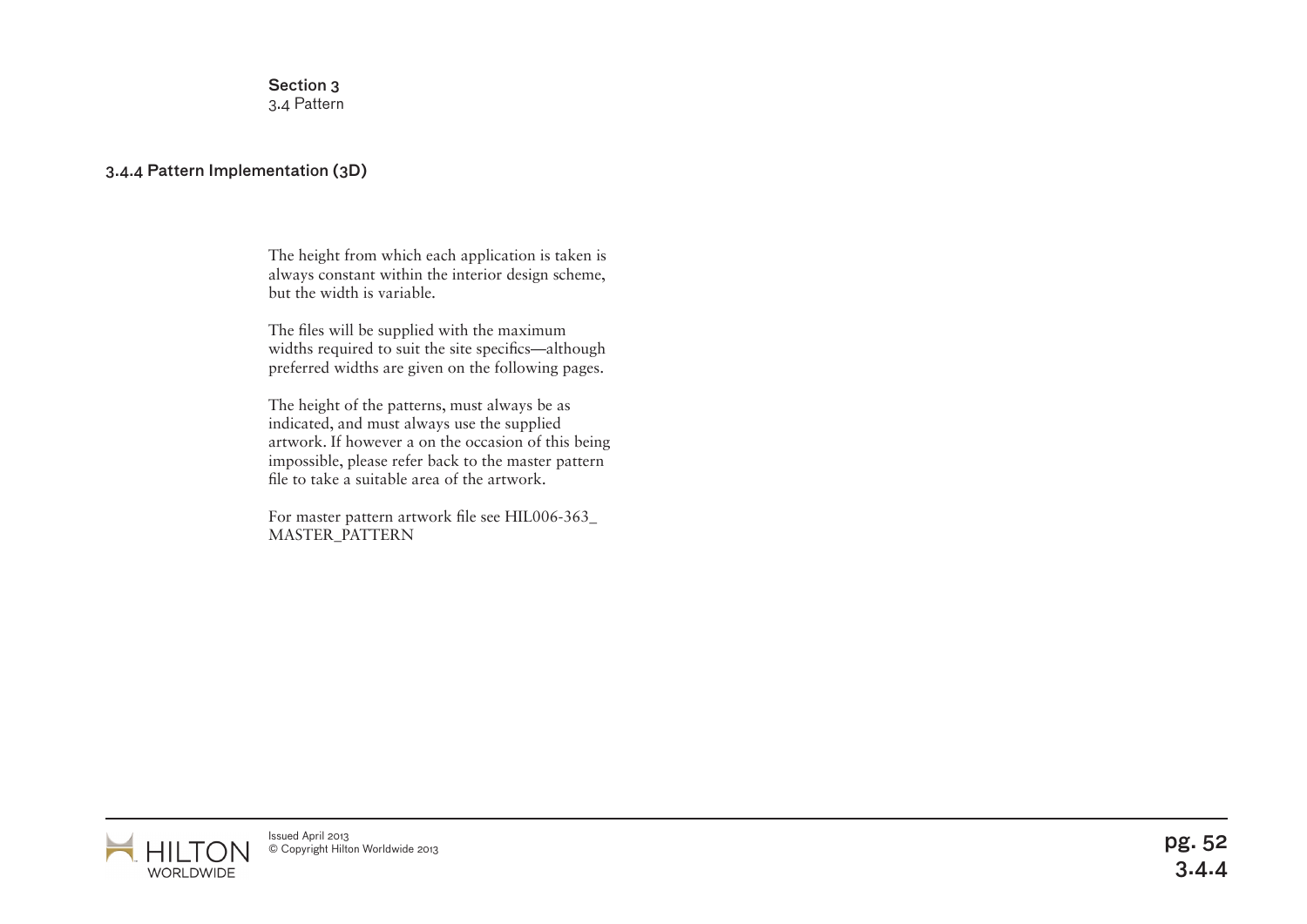**Section 3**
3.4 Pattern

## 3.4.4 Pattern Implementation (3D)

The height from which each application is taken is always constant within the interior design scheme, but the width is variable.

The files will be supplied with the maximum widths required to suit the site specifics—although preferred widths are given on the following pages.

The height of the patterns, must always be as indicated, and must always use the supplied artwork. If however a on the occasion of this being impossible, please refer back to the master pattern file to take a suitable area of the artwork.

For master pattern artwork file see HIL006-363_ MASTER_PATTERN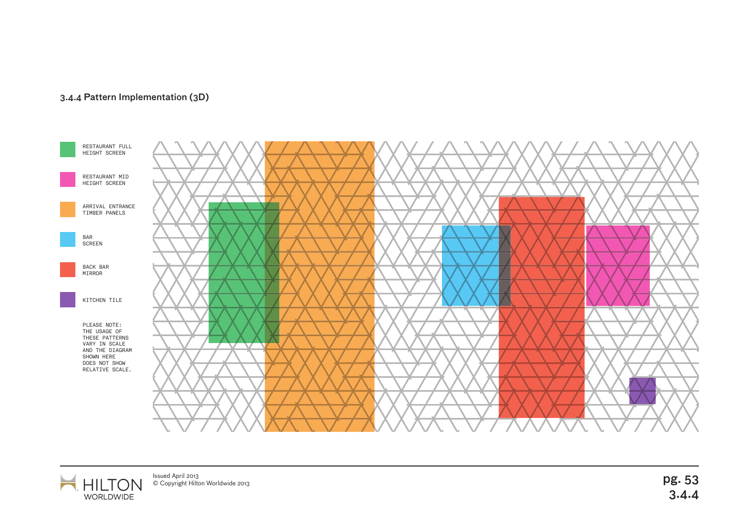### 3.4.4 Pattern Implementation (3D)

- RESTAURANT FULL HEIGHT SCREEN
- RESTAURANT MID HEIGHT SCREEN
- ARRIVAL ENTRANCE TIMBER PANELS
- BAR SCREEN
- BACK BAR MIRROR
- KITCHEN TILE

PLEASE NOTE: THE USAGE OF THESE PATTERNS VARY IN SCALE AND THE DIAGRAM SHOWN HERE DOES NOT SHOW RELATIVE SCALE.

Issued April 2013
© Copyright Hilton Worldwide 2013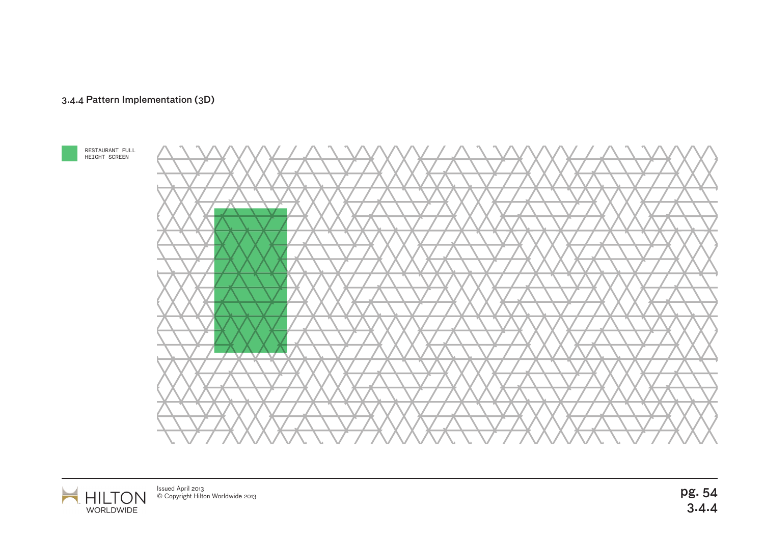### 3.4.4 Pattern Implementation (3D)

RESTAURANT FULL HEIGHT SCREEN

Issued April 2013
© Copyright Hilton Worldwide 2013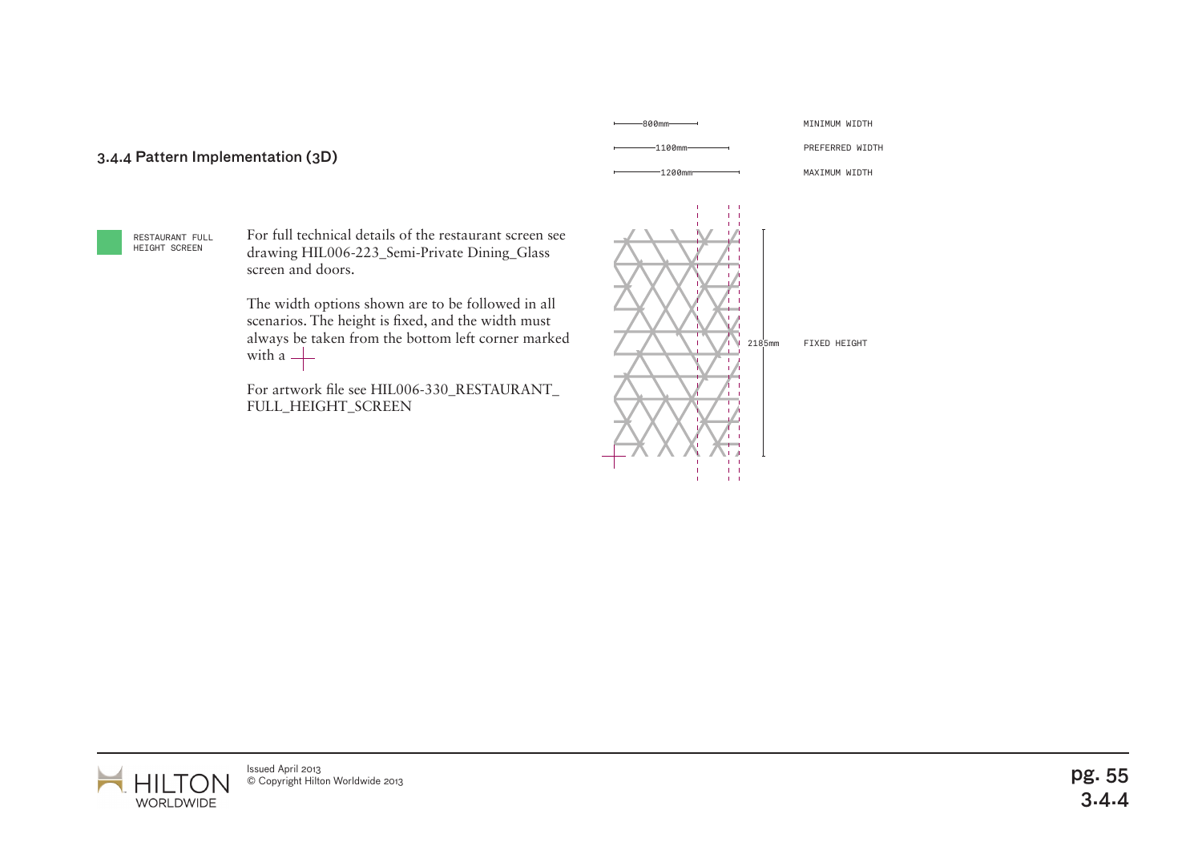### 3.4.4 Pattern Implementation (3D)

RESTAURANT FULL HEIGHT SCREEN

For full technical details of the restaurant screen see drawing HIL006-223_Semi-Private Dining_Glass screen and doors.

The width options shown are to be followed in all scenarios. The height is fixed, and the width must always be taken from the bottom left corner marked with a +

For artwork file see HIL006-330_RESTAURANT_FULL_HEIGHT_SCREEN

800mm MINIMUM WIDTH

1100mm PREFERRED WIDTH

1200mm MAXIMUM WIDTH

2185mm FIXED HEIGHT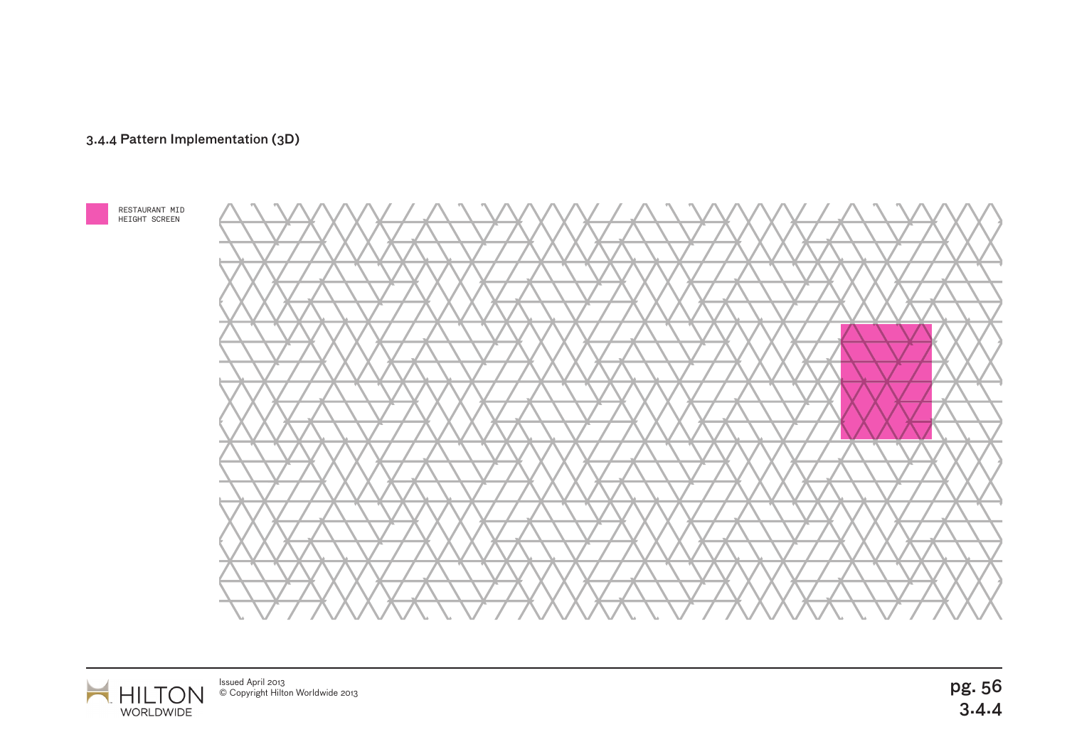### 3.4.4 Pattern Implementation (3D)

RESTAURANT MID HEIGHT SCREEN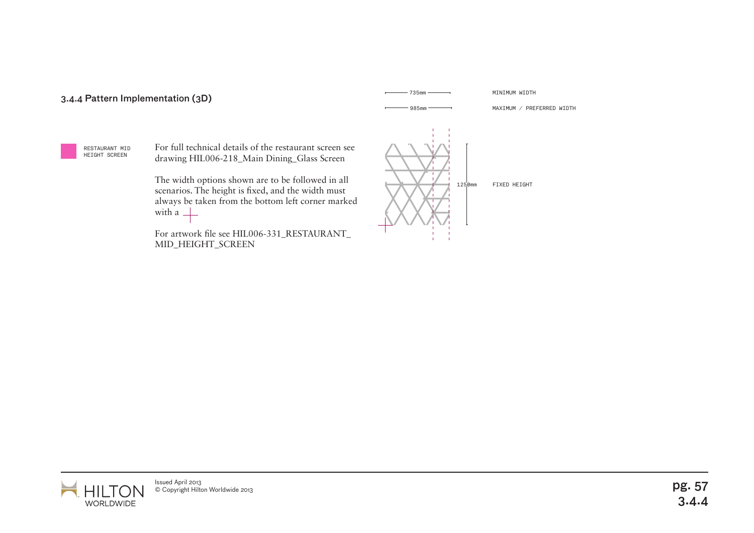### 3.4.4 Pattern Implementation (3D)

RESTAURANT MID HEIGHT SCREEN

For full technical details of the restaurant screen see drawing HIL006-218_Main Dining_Glass Screen

The width options shown are to be followed in all scenarios. The height is fixed, and the width must always be taken from the bottom left corner marked with a +

For artwork file see HIL006-331_RESTAURANT_MID_HEIGHT_SCREEN

735mm — MINIMUM WIDTH

985mm — MAXIMUM / PREFERRED WIDTH

1250mm — FIXED HEIGHT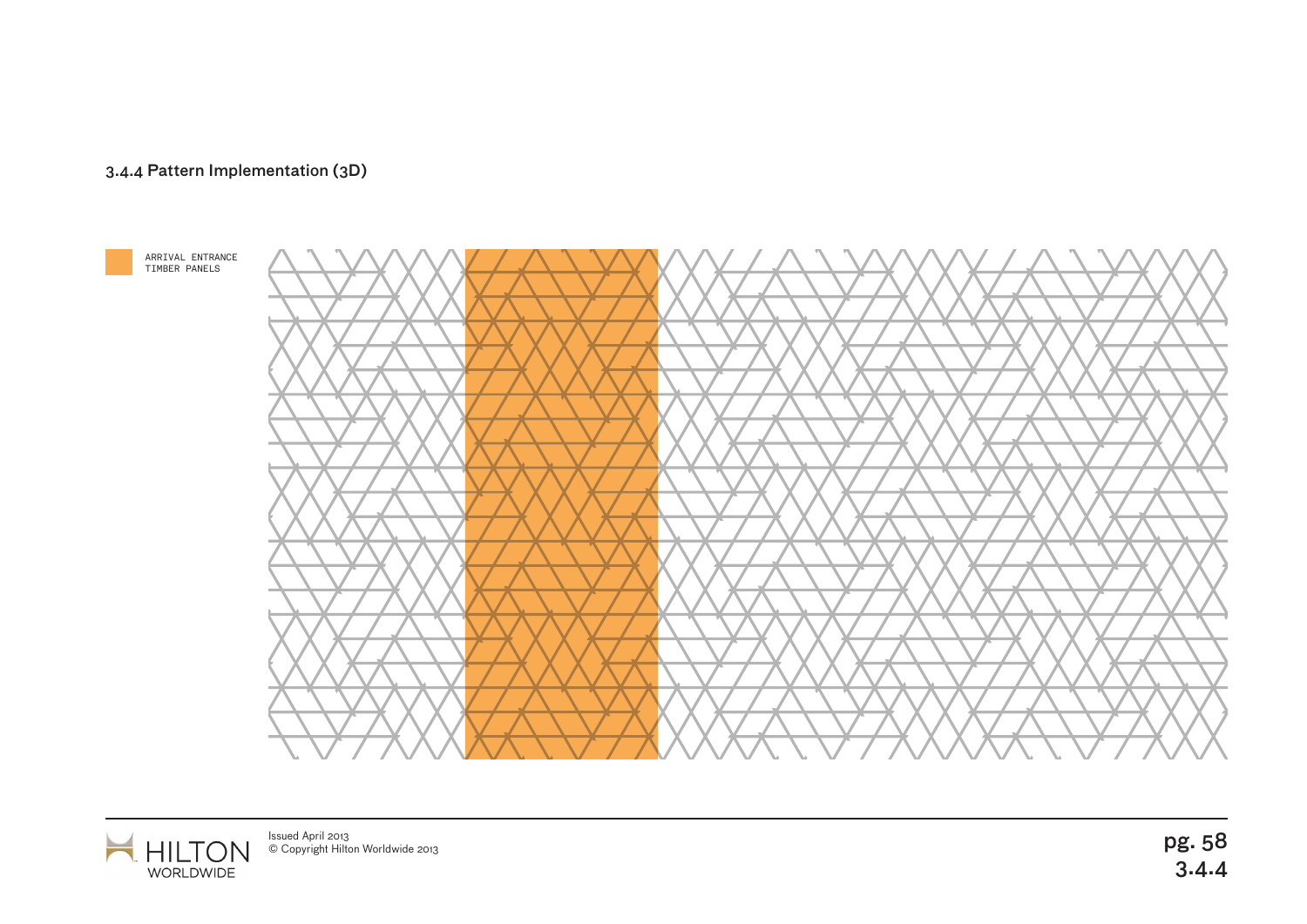### 3.4.4 Pattern Implementation (3D)

ARRIVAL ENTRANCE
TIMBER PANELS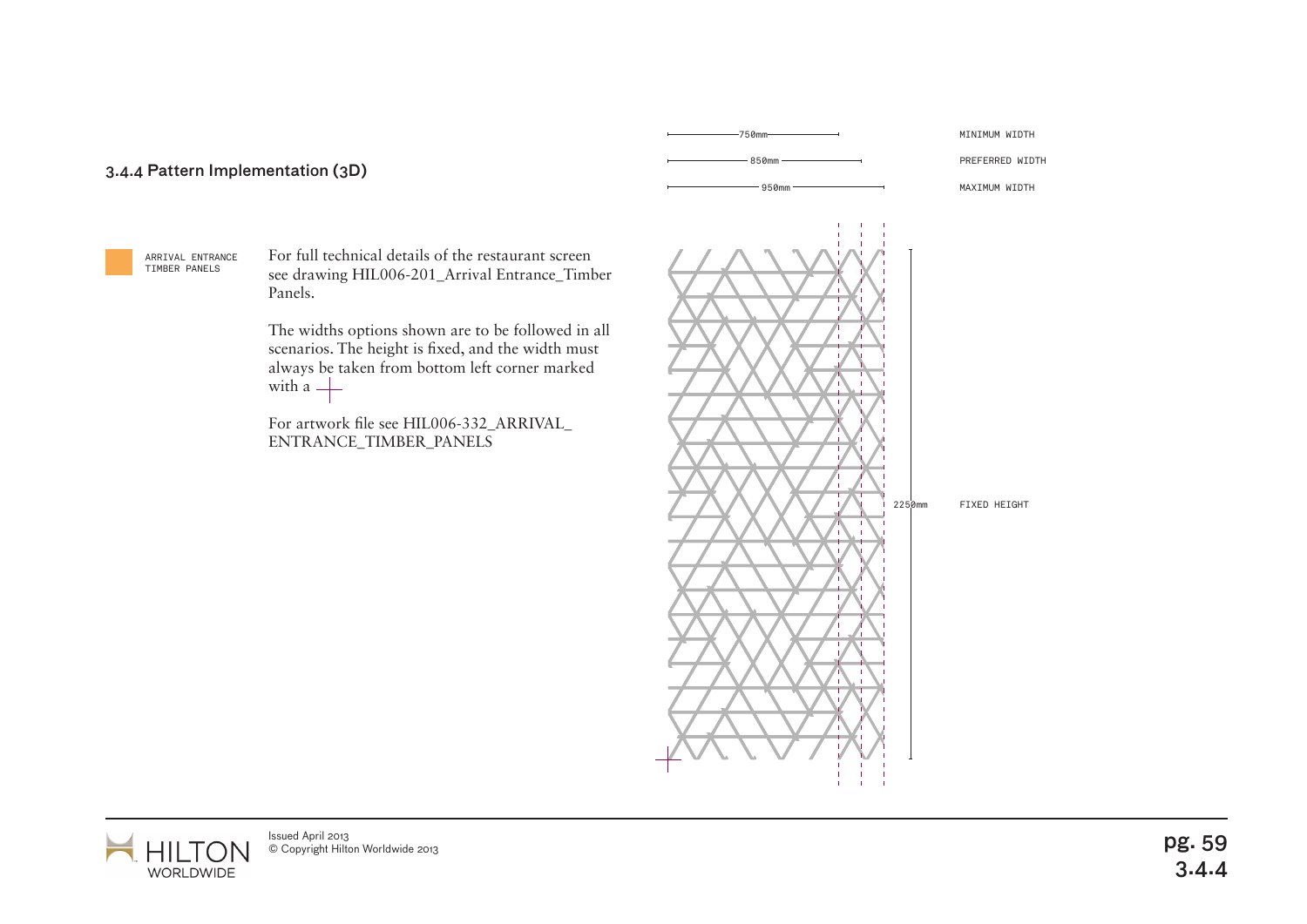### 3.4.4 Pattern Implementation (3D)

ARRIVAL ENTRANCE TIMBER PANELS

For full technical details of the restaurant screen see drawing HIL006-201_Arrival Entrance_Timber Panels.

The widths options shown are to be followed in all scenarios. The height is fixed, and the width must always be taken from bottom left corner marked with a +

For artwork file see HIL006-332_ARRIVAL_ENTRANCE_TIMBER_PANELS

750mm — MINIMUM WIDTH

850mm — PREFERRED WIDTH

950mm — MAXIMUM WIDTH

2250mm — FIXED HEIGHT

Issued April 2013
© Copyright Hilton Worldwide 2013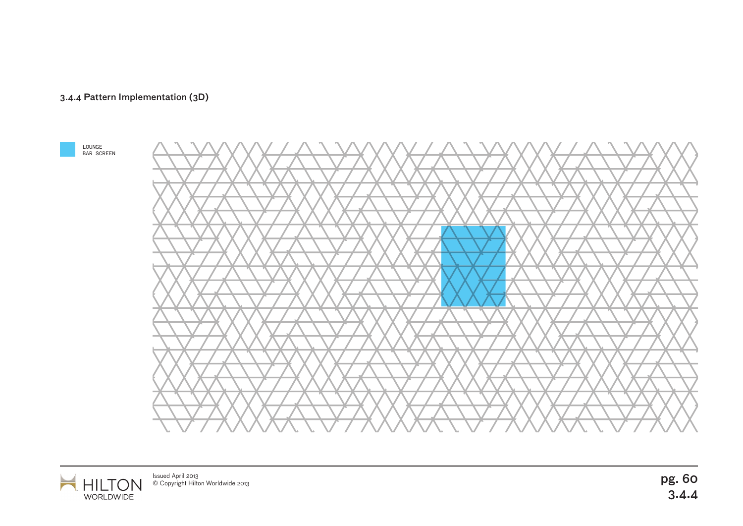### 3.4.4 Pattern Implementation (3D)

LOUNGE
BAR SCREEN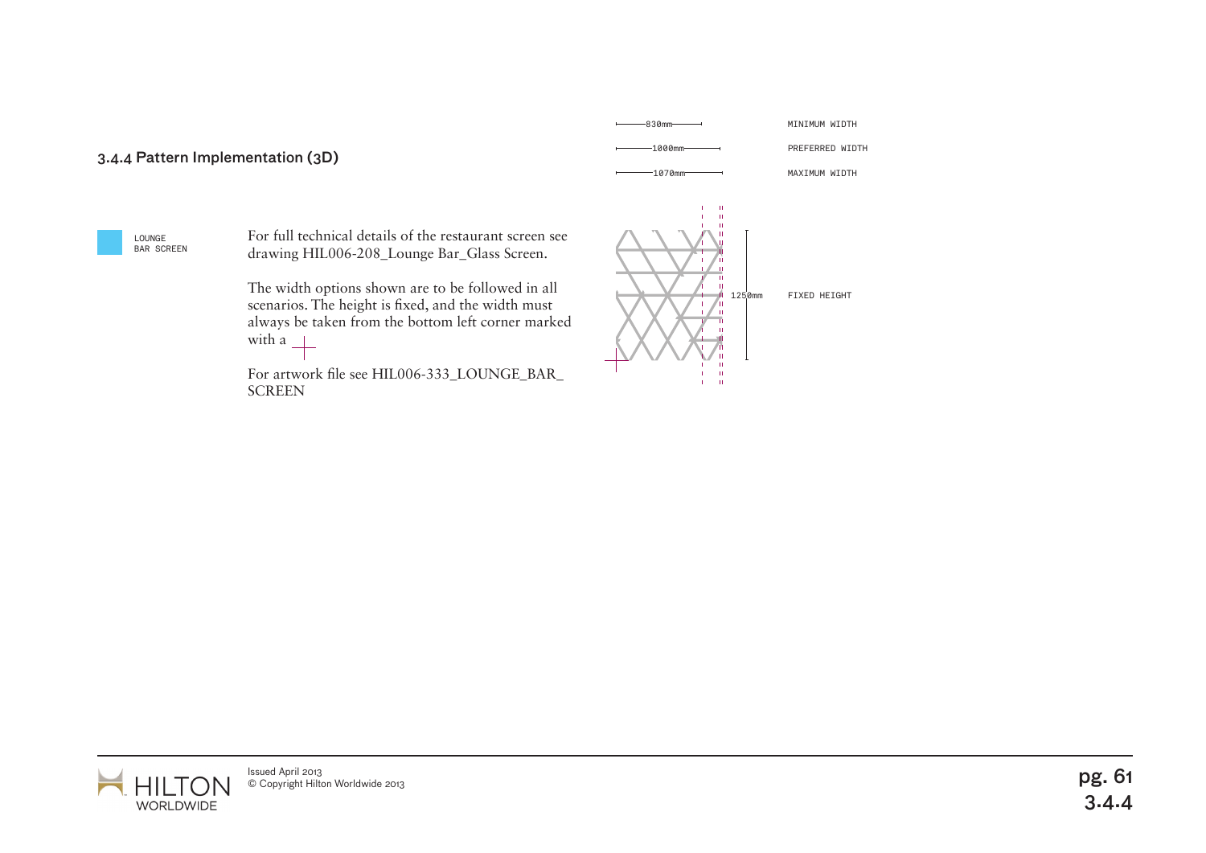### 3.4.4 Pattern Implementation (3D)

LOUNGE BAR SCREEN

For full technical details of the restaurant screen see drawing HIL006-208_Lounge Bar_Glass Screen.

The width options shown are to be followed in all scenarios. The height is fixed, and the width must always be taken from the bottom left corner marked with a +

For artwork file see HIL006-333_LOUNGE_BAR_SCREEN

| | |
|---|---|
| 830mm | MINIMUM WIDTH |
| 1000mm | PREFERRED WIDTH |
| 1070mm | MAXIMUM WIDTH |
| 1250mm | FIXED HEIGHT |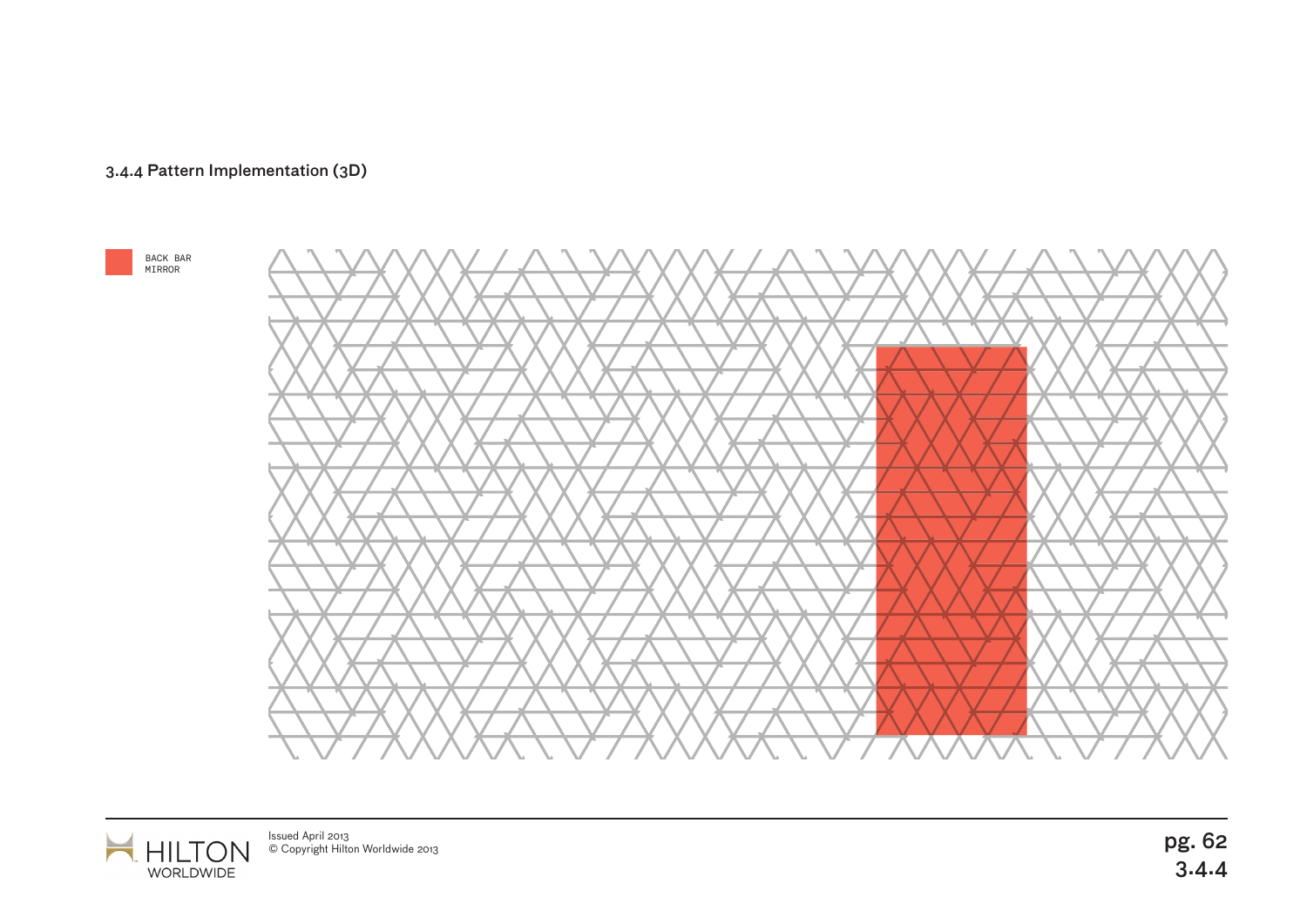### 3.4.4 Pattern Implementation (3D)

BACK BAR MIRROR

Issued April 2013
© Copyright Hilton Worldwide 2013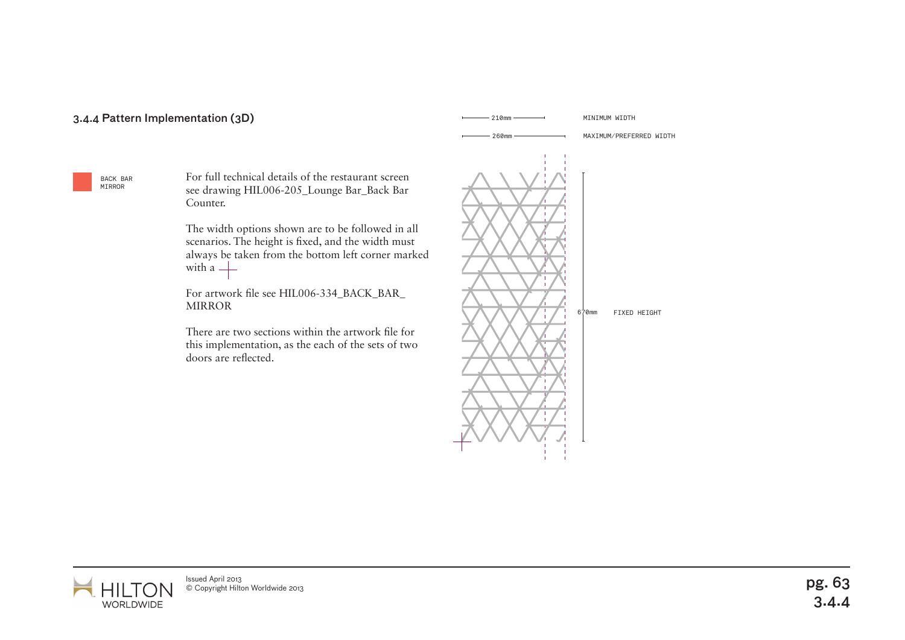## 3.4.4 Pattern Implementation (3D)

BACK BAR MIRROR

For full technical details of the restaurant screen see drawing HIL006-205_Lounge Bar_Back Bar Counter.

The width options shown are to be followed in all scenarios. The height is fixed, and the width must always be taken from the bottom left corner marked with a +

For artwork file see HIL006-334_BACK_BAR_MIRROR

There are two sections within the artwork file for this implementation, as the each of the sets of two doors are reflected.

210mm MINIMUM WIDTH

260mm MAXIMUM/PREFERRED WIDTH

670mm FIXED HEIGHT

Issued April 2013
© Copyright Hilton Worldwide 2013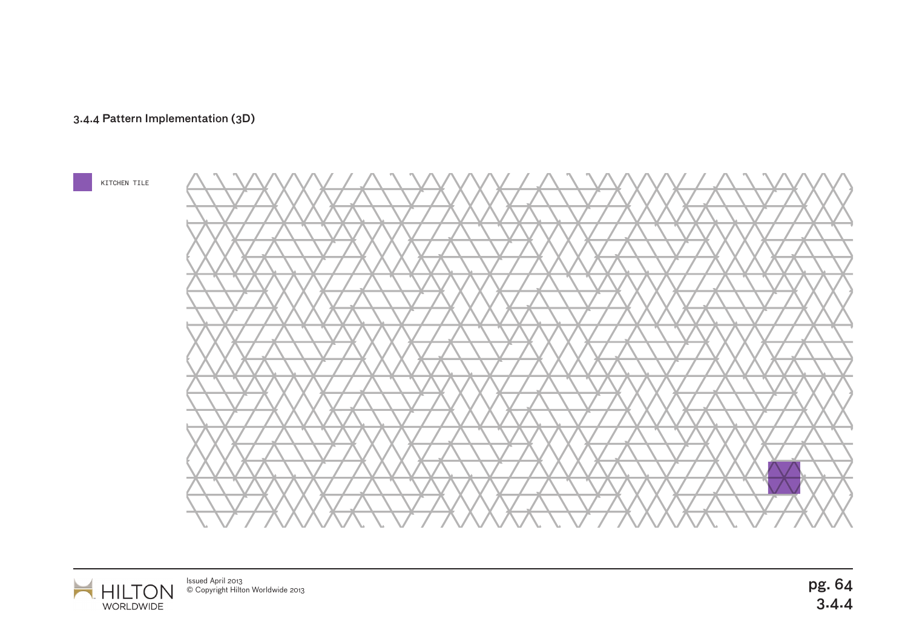### 3.4.4 Pattern Implementation (3D)

KITCHEN TILE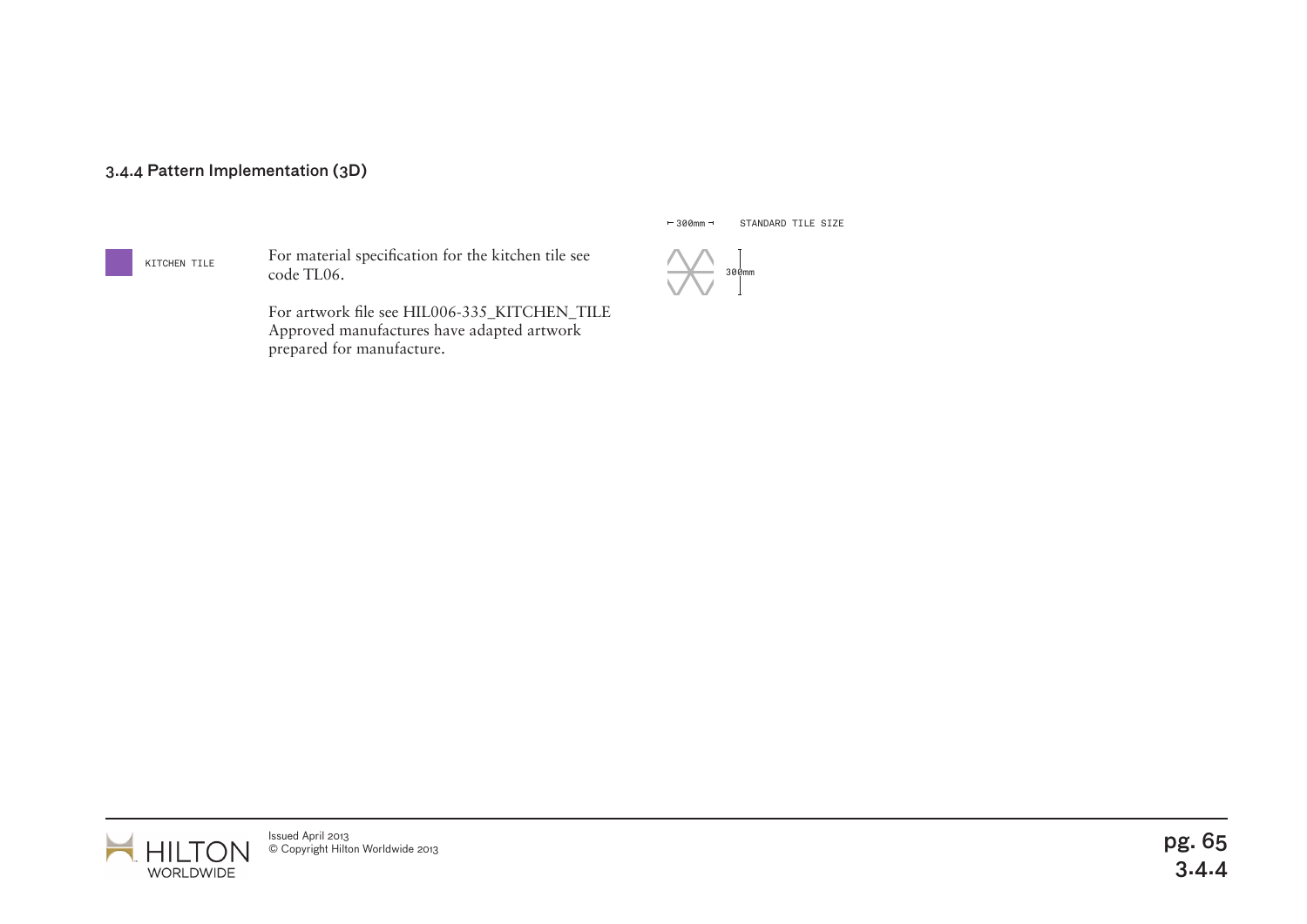### 3.4.4 Pattern Implementation (3D)

KITCHEN TILE

For material specification for the kitchen tile see code TL06.

For artwork file see HIL006-335_KITCHEN_TILE Approved manufactures have adapted artwork prepared for manufacture.

300mm STANDARD TILE SIZE

300mm

Issued April 2013
© Copyright Hilton Worldwide 2013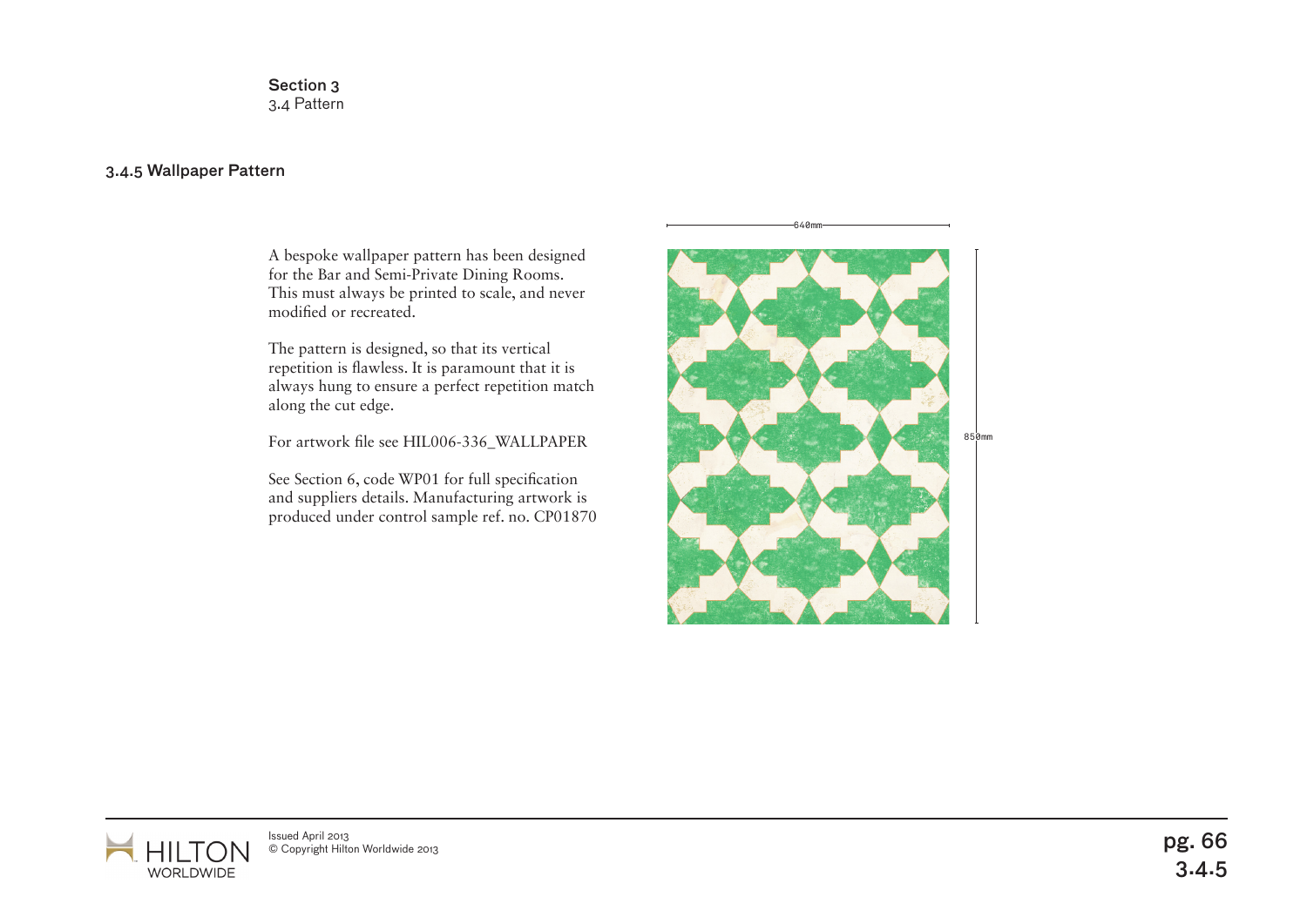Section 3
3.4 Pattern

### 3.4.5 Wallpaper Pattern

A bespoke wallpaper pattern has been designed for the Bar and Semi-Private Dining Rooms. This must always be printed to scale, and never modified or recreated.

The pattern is designed, so that its vertical repetition is flawless. It is paramount that it is always hung to ensure a perfect repetition match along the cut edge.

For artwork file see HIL006-336_WALLPAPER

See Section 6, code WP01 for full specification and suppliers details. Manufacturing artwork is produced under control sample ref. no. CP01870

640mm

850mm

Issued April 2013
© Copyright Hilton Worldwide 2013